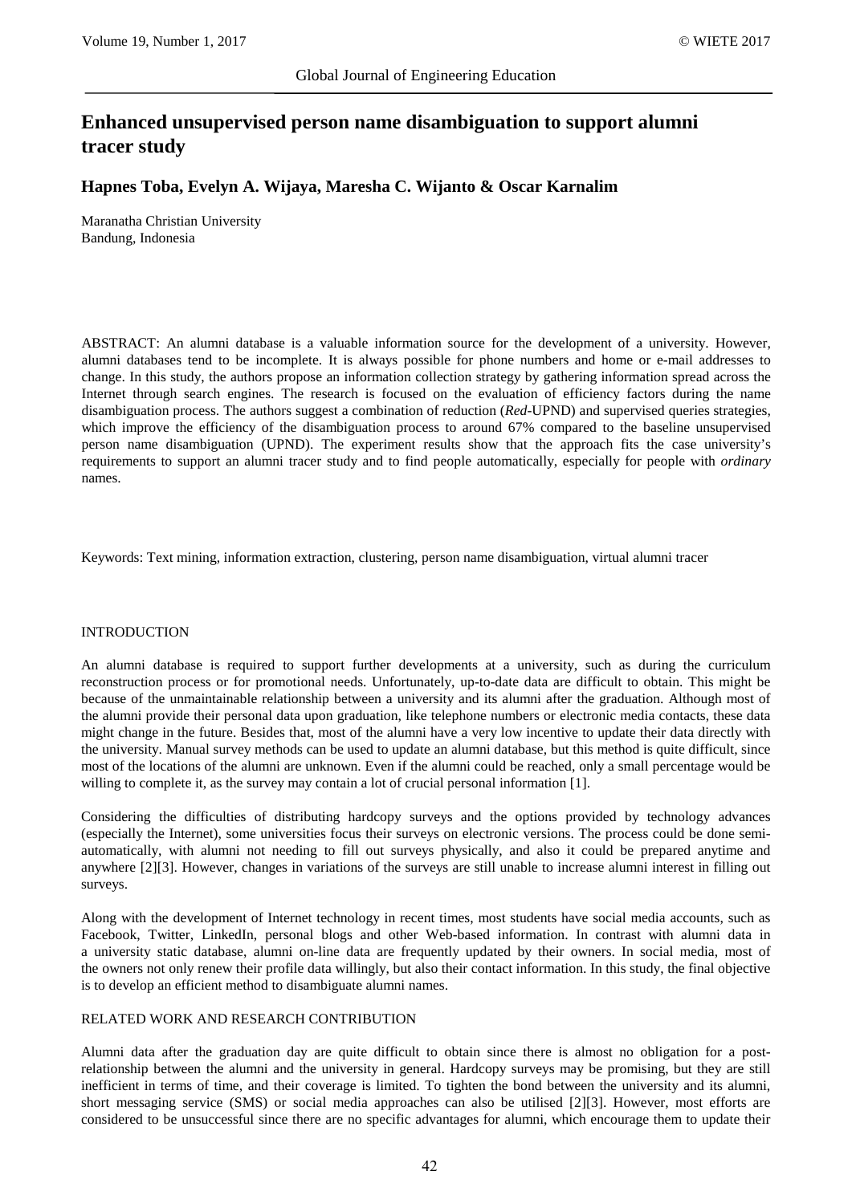# Enhanced unsupervised person name disambiguation to support alumni tracer study

**Hapnes Toba, Evelyn A. Wijaya, Maresha C. Wijanto & Oscar Karnalim**

Maranatha Christian University
Bandung, Indonesia

ABSTRACT: An alumni database is a valuable information source for the development of a university. However, alumni databases tend to be incomplete. It is always possible for phone numbers and home or e-mail addresses to change. In this study, the authors propose an information collection strategy by gathering information spread across the Internet through search engines. The research is focused on the evaluation of efficiency factors during the name disambiguation process. The authors suggest a combination of reduction (*Red*-UPND) and supervised queries strategies, which improve the efficiency of the disambiguation process to around 67% compared to the baseline unsupervised person name disambiguation (UPND). The experiment results show that the approach fits the case university's requirements to support an alumni tracer study and to find people automatically, especially for people with *ordinary* names.

Keywords: Text mining, information extraction, clustering, person name disambiguation, virtual alumni tracer

## INTRODUCTION

An alumni database is required to support further developments at a university, such as during the curriculum reconstruction process or for promotional needs. Unfortunately, up-to-date data are difficult to obtain. This might be because of the unmaintainable relationship between a university and its alumni after the graduation. Although most of the alumni provide their personal data upon graduation, like telephone numbers or electronic media contacts, these data might change in the future. Besides that, most of the alumni have a very low incentive to update their data directly with the university. Manual survey methods can be used to update an alumni database, but this method is quite difficult, since most of the locations of the alumni are unknown. Even if the alumni could be reached, only a small percentage would be willing to complete it, as the survey may contain a lot of crucial personal information [1].

Considering the difficulties of distributing hardcopy surveys and the options provided by technology advances (especially the Internet), some universities focus their surveys on electronic versions. The process could be done semi-automatically, with alumni not needing to fill out surveys physically, and also it could be prepared anytime and anywhere [2][3]. However, changes in variations of the surveys are still unable to increase alumni interest in filling out surveys.

Along with the development of Internet technology in recent times, most students have social media accounts, such as Facebook, Twitter, LinkedIn, personal blogs and other Web-based information. In contrast with alumni data in a university static database, alumni on-line data are frequently updated by their owners. In social media, most of the owners not only renew their profile data willingly, but also their contact information. In this study, the final objective is to develop an efficient method to disambiguate alumni names.

## RELATED WORK AND RESEARCH CONTRIBUTION

Alumni data after the graduation day are quite difficult to obtain since there is almost no obligation for a post-relationship between the alumni and the university in general. Hardcopy surveys may be promising, but they are still inefficient in terms of time, and their coverage is limited. To tighten the bond between the university and its alumni, short messaging service (SMS) or social media approaches can also be utilised [2][3]. However, most efforts are considered to be unsuccessful since there are no specific advantages for alumni, which encourage them to update their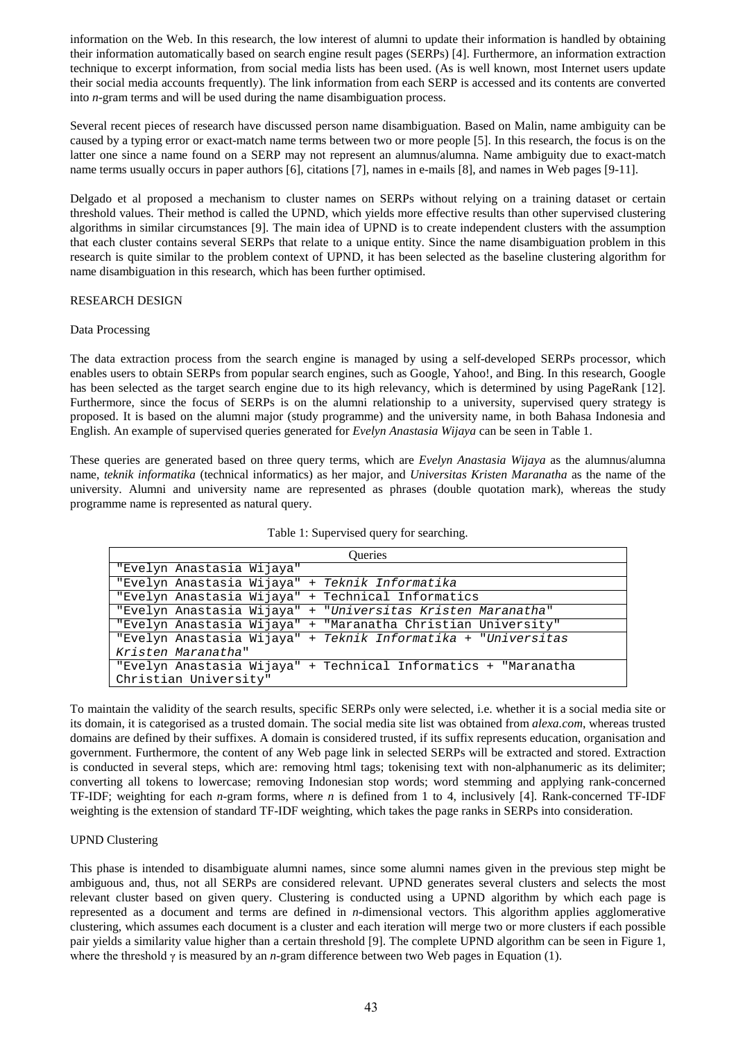information on the Web. In this research, the low interest of alumni to update their information is handled by obtaining their information automatically based on search engine result pages (SERPs) [4]. Furthermore, an information extraction technique to excerpt information, from social media lists has been used. (As is well known, most Internet users update their social media accounts frequently). The link information from each SERP is accessed and its contents are converted into *n*-gram terms and will be used during the name disambiguation process.

Several recent pieces of research have discussed person name disambiguation. Based on Malin, name ambiguity can be caused by a typing error or exact-match name terms between two or more people [5]. In this research, the focus is on the latter one since a name found on a SERP may not represent an alumnus/alumna. Name ambiguity due to exact-match name terms usually occurs in paper authors [6], citations [7], names in e-mails [8], and names in Web pages [9-11].

Delgado et al proposed a mechanism to cluster names on SERPs without relying on a training dataset or certain threshold values. Their method is called the UPND, which yields more effective results than other supervised clustering algorithms in similar circumstances [9]. The main idea of UPND is to create independent clusters with the assumption that each cluster contains several SERPs that relate to a unique entity. Since the name disambiguation problem in this research is quite similar to the problem context of UPND, it has been selected as the baseline clustering algorithm for name disambiguation in this research, which has been further optimised.

## RESEARCH DESIGN

### Data Processing

The data extraction process from the search engine is managed by using a self-developed SERPs processor, which enables users to obtain SERPs from popular search engines, such as Google, Yahoo!, and Bing. In this research, Google has been selected as the target search engine due to its high relevancy, which is determined by using PageRank [12]. Furthermore, since the focus of SERPs is on the alumni relationship to a university, supervised query strategy is proposed. It is based on the alumni major (study programme) and the university name, in both Bahasa Indonesia and English. An example of supervised queries generated for *Evelyn Anastasia Wijaya* can be seen in Table 1.

These queries are generated based on three query terms, which are *Evelyn Anastasia Wijaya* as the alumnus/alumna name, *teknik informatika* (technical informatics) as her major, and *Universitas Kristen Maranatha* as the name of the university. Alumni and university name are represented as phrases (double quotation mark), whereas the study programme name is represented as natural query.

Table 1: Supervised query for searching.

| Queries |
|---|
| "Evelyn Anastasia Wijaya" |
| "Evelyn Anastasia Wijaya" + *Teknik Informatika* |
| "Evelyn Anastasia Wijaya" + Technical Informatics |
| "Evelyn Anastasia Wijaya" + "*Universitas Kristen Maranatha*" |
| "Evelyn Anastasia Wijaya" + "Maranatha Christian University" |
| "Evelyn Anastasia Wijaya" + *Teknik Informatika* + "*Universitas Kristen Maranatha*" |
| "Evelyn Anastasia Wijaya" + Technical Informatics + "Maranatha Christian University" |

To maintain the validity of the search results, specific SERPs only were selected, i.e. whether it is a social media site or its domain, it is categorised as a trusted domain. The social media site list was obtained from *alexa.com*, whereas trusted domains are defined by their suffixes. A domain is considered trusted, if its suffix represents education, organisation and government. Furthermore, the content of any Web page link in selected SERPs will be extracted and stored. Extraction is conducted in several steps, which are: removing html tags; tokenising text with non-alphanumeric as its delimiter; converting all tokens to lowercase; removing Indonesian stop words; word stemming and applying rank-concerned TF-IDF; weighting for each *n*-gram forms, where *n* is defined from 1 to 4, inclusively [4]. Rank-concerned TF-IDF weighting is the extension of standard TF-IDF weighting, which takes the page ranks in SERPs into consideration.

### UPND Clustering

This phase is intended to disambiguate alumni names, since some alumni names given in the previous step might be ambiguous and, thus, not all SERPs are considered relevant. UPND generates several clusters and selects the most relevant cluster based on given query. Clustering is conducted using a UPND algorithm by which each page is represented as a document and terms are defined in *n*-dimensional vectors. This algorithm applies agglomerative clustering, which assumes each document is a cluster and each iteration will merge two or more clusters if each possible pair yields a similarity value higher than a certain threshold [9]. The complete UPND algorithm can be seen in Figure 1, where the threshold $\gamma$ is measured by an *n*-gram difference between two Web pages in Equation (1).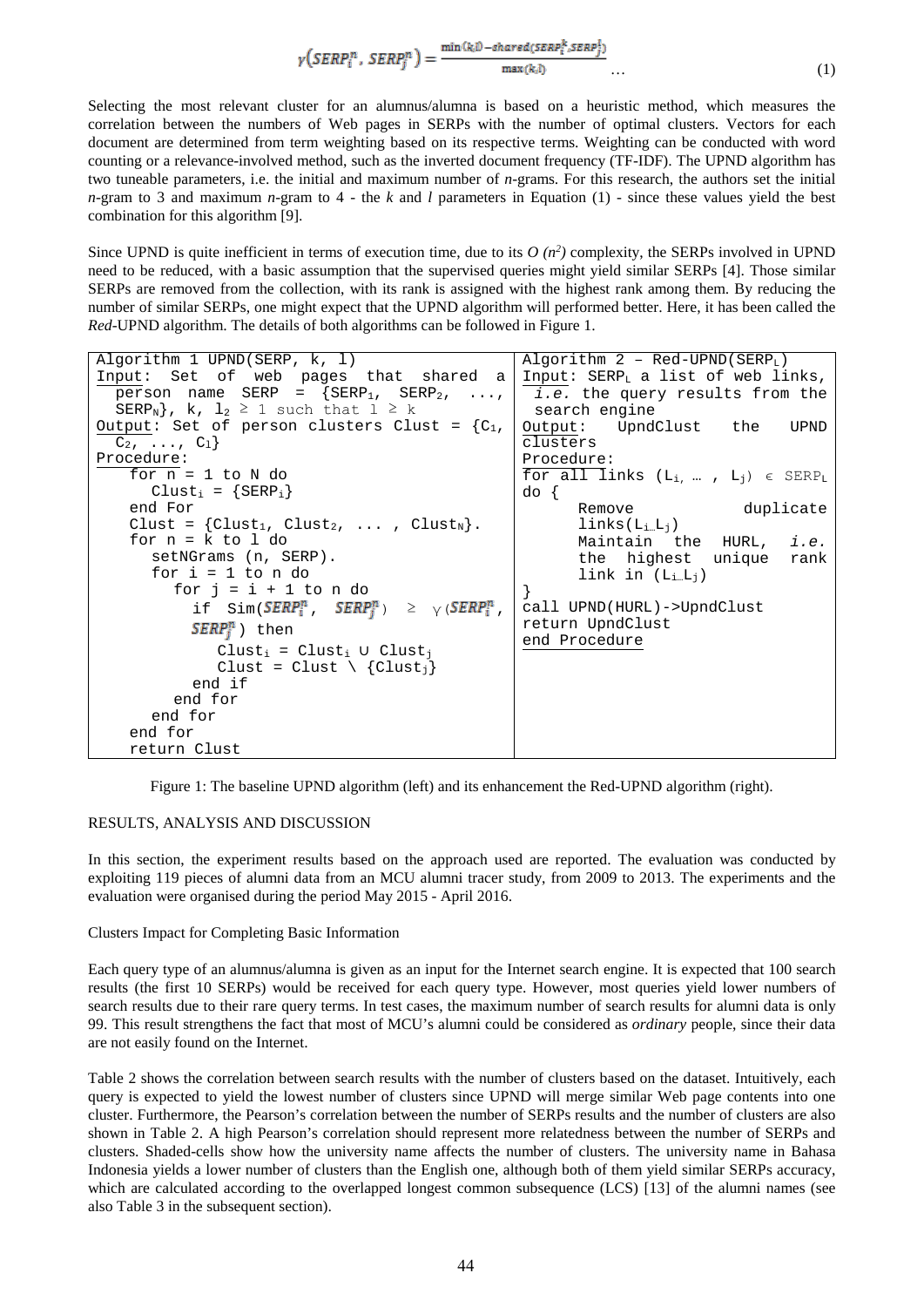$$\gamma\left(SERP_i^n, SERP_j^n\right) = \frac{\min(k,l) - shared(SERP_i^k, SERP_j^l)}{\max(k,l)} \quad \ldots \tag{1}$$

Selecting the most relevant cluster for an alumnus/alumna is based on a heuristic method, which measures the correlation between the numbers of Web pages in SERPs with the number of optimal clusters. Vectors for each document are determined from term weighting based on its respective terms. Weighting can be conducted with word counting or a relevance-involved method, such as the inverted document frequency (TF-IDF). The UPND algorithm has two tuneable parameters, i.e. the initial and maximum number of *n*-grams. For this research, the authors set the initial *n*-gram to 3 and maximum *n*-gram to 4 - the *k* and *l* parameters in Equation (1) - since these values yield the best combination for this algorithm [9].

Since UPND is quite inefficient in terms of execution time, due to its $O(n^2)$ complexity, the SERPs involved in UPND need to be reduced, with a basic assumption that the supervised queries might yield similar SERPs [4]. Those similar SERPs are removed from the collection, with its rank is assigned with the highest rank among them. By reducing the number of similar SERPs, one might expect that the UPND algorithm will performed better. Here, it has been called the *Red*-UPND algorithm. The details of both algorithms can be followed in Figure 1.

```
Algorithm 1 UPND(SERP, k, l)
Input: Set of web pages that shared a
  person name SERP = {SERP1, SERP2, ...,
  SERPN}, k, l2 ≥ 1 such that l ≥ k
Output: Set of person clusters Clust = {C1,
  C2, ..., Cl}
Procedure:
   for n = 1 to N do
      Clusti = {SERPi}
   end For
   Clust = {Clust1, Clust2, ... , ClustN}.
   for n = k to l do
      setNGrams (n, SERP).
      for i = 1 to n do
         for j = i + 1 to n do
            if Sim(SERP_i^n, SERP_j^n) ≥ γ(SERP_i^n,
            SERP_j^n) then
               Clusti = Clusti ∪ Clustj
               Clust = Clust \ {Clustj}
            end if
         end for
      end for
   end for
   return Clust
```

```
Algorithm 2 – Red-UPND(SERPL)
Input: SERPL a list of web links,
  i.e. the query results from the
  search engine
Output: UpndClust the UPND
clusters
Procedure:
for all links (Li, … , Lj) ∈ SERPL
do {
      Remove duplicate
      links(Li…Lj)
      Maintain the HURL, i.e.
      the highest unique rank
      link in (Li…Lj)
}
call UPND(HURL)->UpndClust
return UpndClust
end Procedure
```

Figure 1: The baseline UPND algorithm (left) and its enhancement the Red-UPND algorithm (right).

## RESULTS, ANALYSIS AND DISCUSSION

In this section, the experiment results based on the approach used are reported. The evaluation was conducted by exploiting 119 pieces of alumni data from an MCU alumni tracer study, from 2009 to 2013. The experiments and the evaluation were organised during the period May 2015 - April 2016.

### Clusters Impact for Completing Basic Information

Each query type of an alumnus/alumna is given as an input for the Internet search engine. It is expected that 100 search results (the first 10 SERPs) would be received for each query type. However, most queries yield lower numbers of search results due to their rare query terms. In test cases, the maximum number of search results for alumni data is only 99. This result strengthens the fact that most of MCU's alumni could be considered as *ordinary* people, since their data are not easily found on the Internet.

Table 2 shows the correlation between search results with the number of clusters based on the dataset. Intuitively, each query is expected to yield the lowest number of clusters since UPND will merge similar Web page contents into one cluster. Furthermore, the Pearson's correlation between the number of SERPs results and the number of clusters are also shown in Table 2. A high Pearson's correlation should represent more relatedness between the number of SERPs and clusters. Shaded-cells show how the university name affects the number of clusters. The university name in Bahasa Indonesia yields a lower number of clusters than the English one, although both of them yield similar SERPs accuracy, which are calculated according to the overlapped longest common subsequence (LCS) [13] of the alumni names (see also Table 3 in the subsequent section).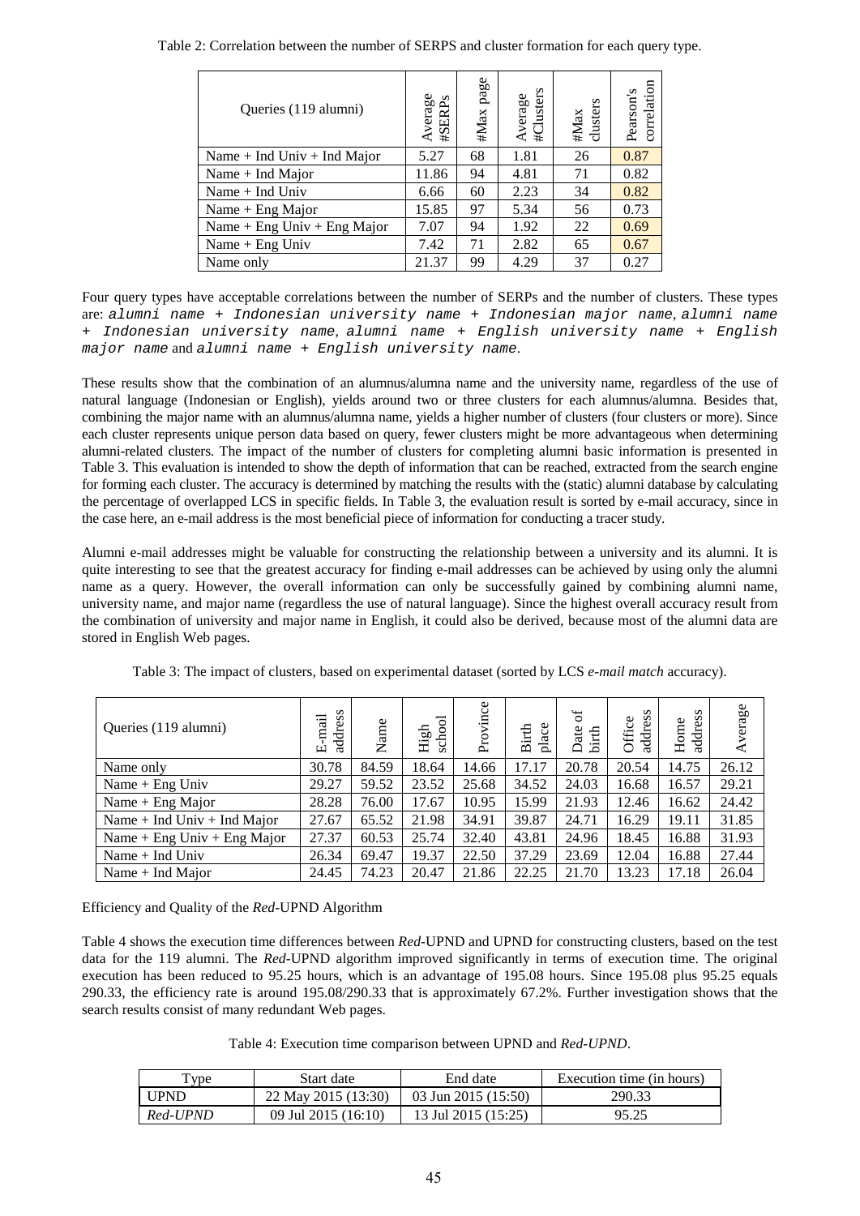Table 2: Correlation between the number of SERPS and cluster formation for each query type.

| Queries (119 alumni) | Average #SERPs | #Max page | Average #Clusters | #Max clusters | Pearson's correlation |
|---|---|---|---|---|---|
| Name + Ind Univ + Ind Major | 5.27 | 68 | 1.81 | 26 | 0.87 |
| Name + Ind Major | 11.86 | 94 | 4.81 | 71 | 0.82 |
| Name + Ind Univ | 6.66 | 60 | 2.23 | 34 | 0.82 |
| Name + Eng Major | 15.85 | 97 | 5.34 | 56 | 0.73 |
| Name + Eng Univ + Eng Major | 7.07 | 94 | 1.92 | 22 | 0.69 |
| Name + Eng Univ | 7.42 | 71 | 2.82 | 65 | 0.67 |
| Name only | 21.37 | 99 | 4.29 | 37 | 0.27 |

Four query types have acceptable correlations between the number of SERPs and the number of clusters. These types are: `alumni name + Indonesian university name + Indonesian major name`, `alumni name + Indonesian university name`, `alumni name + English university name + English major name` and `alumni name + English university name`.

These results show that the combination of an alumnus/alumna name and the university name, regardless of the use of natural language (Indonesian or English), yields around two or three clusters for each alumnus/alumna. Besides that, combining the major name with an alumnus/alumna name, yields a higher number of clusters (four clusters or more). Since each cluster represents unique person data based on query, fewer clusters might be more advantageous when determining alumni-related clusters. The impact of the number of clusters for completing alumni basic information is presented in Table 3. This evaluation is intended to show the depth of information that can be reached, extracted from the search engine for forming each cluster. The accuracy is determined by matching the results with the (static) alumni database by calculating the percentage of overlapped LCS in specific fields. In Table 3, the evaluation result is sorted by e-mail accuracy, since in the case here, an e-mail address is the most beneficial piece of information for conducting a tracer study.

Alumni e-mail addresses might be valuable for constructing the relationship between a university and its alumni. It is quite interesting to see that the greatest accuracy for finding e-mail addresses can be achieved by using only the alumni name as a query. However, the overall information can only be successfully gained by combining alumni name, university name, and major name (regardless the use of natural language). Since the highest overall accuracy result from the combination of university and major name in English, it could also be derived, because most of the alumni data are stored in English Web pages.

Table 3: The impact of clusters, based on experimental dataset (sorted by LCS *e-mail match* accuracy).

| Queries (119 alumni) | E-mail address | Name | High school | Province | Birth place | Date of birth | Office address | Home address | Average |
|---|---|---|---|---|---|---|---|---|---|
| Name only | 30.78 | 84.59 | 18.64 | 14.66 | 17.17 | 20.78 | 20.54 | 14.75 | 26.12 |
| Name + Eng Univ | 29.27 | 59.52 | 23.52 | 25.68 | 34.52 | 24.03 | 16.68 | 16.57 | 29.21 |
| Name + Eng Major | 28.28 | 76.00 | 17.67 | 10.95 | 15.99 | 21.93 | 12.46 | 16.62 | 24.42 |
| Name + Ind Univ + Ind Major | 27.67 | 65.52 | 21.98 | 34.91 | 39.87 | 24.71 | 16.29 | 19.11 | 31.85 |
| Name + Eng Univ + Eng Major | 27.37 | 60.53 | 25.74 | 32.40 | 43.81 | 24.96 | 18.45 | 16.88 | 31.93 |
| Name + Ind Univ | 26.34 | 69.47 | 19.37 | 22.50 | 37.29 | 23.69 | 12.04 | 16.88 | 27.44 |
| Name + Ind Major | 24.45 | 74.23 | 20.47 | 21.86 | 22.25 | 21.70 | 13.23 | 17.18 | 26.04 |

Efficiency and Quality of the *Red*-UPND Algorithm

Table 4 shows the execution time differences between *Red*-UPND and UPND for constructing clusters, based on the test data for the 119 alumni. The *Red*-UPND algorithm improved significantly in terms of execution time. The original execution has been reduced to 95.25 hours, which is an advantage of 195.08 hours. Since 195.08 plus 95.25 equals 290.33, the efficiency rate is around 195.08/290.33 that is approximately 67.2%. Further investigation shows that the search results consist of many redundant Web pages.

Table 4: Execution time comparison between UPND and *Red-UPND*.

| Type | Start date | End date | Execution time (in hours) |
|---|---|---|---|
| UPND | 22 May 2015 (13:30) | 03 Jun 2015 (15:50) | 290.33 |
| *Red-UPND* | 09 Jul 2015 (16:10) | 13 Jul 2015 (15:25) | 95.25 |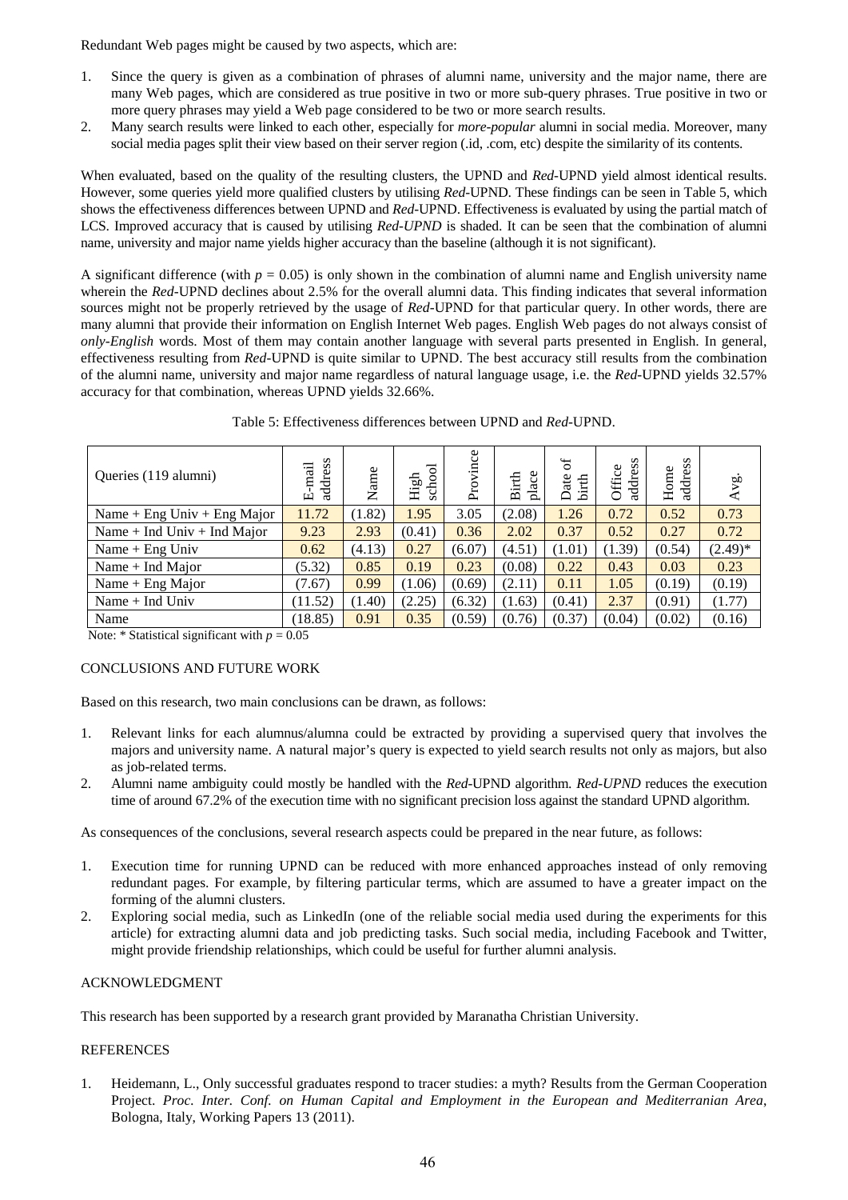Redundant Web pages might be caused by two aspects, which are:

1. Since the query is given as a combination of phrases of alumni name, university and the major name, there are many Web pages, which are considered as true positive in two or more sub-query phrases. True positive in two or more query phrases may yield a Web page considered to be two or more search results.
2. Many search results were linked to each other, especially for *more-popular* alumni in social media. Moreover, many social media pages split their view based on their server region (.id, .com, etc) despite the similarity of its contents.

When evaluated, based on the quality of the resulting clusters, the UPND and *Red*-UPND yield almost identical results. However, some queries yield more qualified clusters by utilising *Red*-UPND. These findings can be seen in Table 5, which shows the effectiveness differences between UPND and *Red*-UPND. Effectiveness is evaluated by using the partial match of LCS. Improved accuracy that is caused by utilising *Red-UPND* is shaded. It can be seen that the combination of alumni name, university and major name yields higher accuracy than the baseline (although it is not significant).

A significant difference (with $p = 0.05$) is only shown in the combination of alumni name and English university name wherein the *Red*-UPND declines about 2.5% for the overall alumni data. This finding indicates that several information sources might not be properly retrieved by the usage of *Red*-UPND for that particular query. In other words, there are many alumni that provide their information on English Internet Web pages. English Web pages do not always consist of *only-English* words. Most of them may contain another language with several parts presented in English. In general, effectiveness resulting from *Red*-UPND is quite similar to UPND. The best accuracy still results from the combination of the alumni name, university and major name regardless of natural language usage, i.e. the *Red*-UPND yields 32.57% accuracy for that combination, whereas UPND yields 32.66%.

Table 5: Effectiveness differences between UPND and *Red*-UPND.

| Queries (119 alumni) | E-mail address | Name | High school | Province | Birth place | Date of birth | Office address | Home address | Avg. |
|---|---|---|---|---|---|---|---|---|---|
| Name + Eng Univ + Eng Major | 11.72 | (1.82) | 1.95 | 3.05 | (2.08) | 1.26 | 0.72 | 0.52 | 0.73 |
| Name + Ind Univ + Ind Major | 9.23 | 2.93 | (0.41) | 0.36 | 2.02 | 0.37 | 0.52 | 0.27 | 0.72 |
| Name + Eng Univ | 0.62 | (4.13) | 0.27 | (6.07) | (4.51) | (1.01) | (1.39) | (0.54) | (2.49)* |
| Name + Ind Major | (5.32) | 0.85 | 0.19 | 0.23 | (0.08) | 0.22 | 0.43 | 0.03 | 0.23 |
| Name + Eng Major | (7.67) | 0.99 | (1.06) | (0.69) | (2.11) | 0.11 | 1.05 | (0.19) | (0.19) |
| Name + Ind Univ | (11.52) | (1.40) | (2.25) | (6.32) | (1.63) | (0.41) | 2.37 | (0.91) | (1.77) |
| Name | (18.85) | 0.91 | 0.35 | (0.59) | (0.76) | (0.37) | (0.04) | (0.02) | (0.16) |

Note: * Statistical significant with $p = 0.05$

## CONCLUSIONS AND FUTURE WORK

Based on this research, two main conclusions can be drawn, as follows:

1. Relevant links for each alumnus/alumna could be extracted by providing a supervised query that involves the majors and university name. A natural major's query is expected to yield search results not only as majors, but also as job-related terms.
2. Alumni name ambiguity could mostly be handled with the *Red*-UPND algorithm. *Red-UPND* reduces the execution time of around 67.2% of the execution time with no significant precision loss against the standard UPND algorithm.

As consequences of the conclusions, several research aspects could be prepared in the near future, as follows:

1. Execution time for running UPND can be reduced with more enhanced approaches instead of only removing redundant pages. For example, by filtering particular terms, which are assumed to have a greater impact on the forming of the alumni clusters.
2. Exploring social media, such as LinkedIn (one of the reliable social media used during the experiments for this article) for extracting alumni data and job predicting tasks. Such social media, including Facebook and Twitter, might provide friendship relationships, which could be useful for further alumni analysis.

## ACKNOWLEDGMENT

This research has been supported by a research grant provided by Maranatha Christian University.

## REFERENCES

1. Heidemann, L., Only successful graduates respond to tracer studies: a myth? Results from the German Cooperation Project. *Proc. Inter. Conf. on Human Capital and Employment in the European and Mediterranian Area*, Bologna, Italy, Working Papers 13 (2011).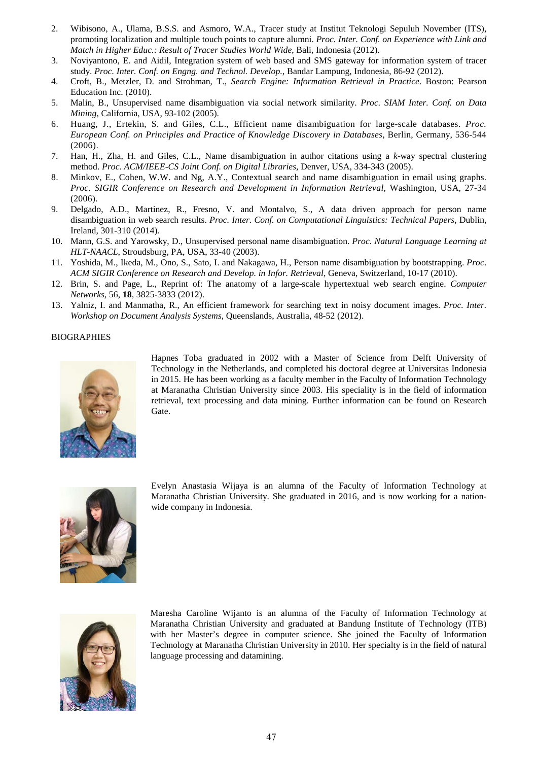2. Wibisono, A., Ulama, B.S.S. and Asmoro, W.A., Tracer study at Institut Teknologi Sepuluh November (ITS), promoting localization and multiple touch points to capture alumni. *Proc. Inter. Conf. on Experience with Link and Match in Higher Educ.: Result of Tracer Studies World Wide*, Bali, Indonesia (2012).
3. Noviyantono, E. and Aidil, Integration system of web based and SMS gateway for information system of tracer study. *Proc. Inter. Conf. on Engng. and Technol. Develop.*, Bandar Lampung, Indonesia, 86-92 (2012).
4. Croft, B., Metzler, D. and Strohman, T., *Search Engine: Information Retrieval in Practice*. Boston: Pearson Education Inc. (2010).
5. Malin, B., Unsupervised name disambiguation via social network similarity. *Proc. SIAM Inter. Conf. on Data Mining*, California, USA, 93-102 (2005).
6. Huang, J., Ertekin, S. and Giles, C.L., Efficient name disambiguation for large-scale databases. *Proc. European Conf. on Principles and Practice of Knowledge Discovery in Databases*, Berlin, Germany, 536-544 (2006).
7. Han, H., Zha, H. and Giles, C.L., Name disambiguation in author citations using a *k*-way spectral clustering method. *Proc. ACM/IEEE-CS Joint Conf. on Digital Libraries*, Denver, USA, 334-343 (2005).
8. Minkov, E., Cohen, W.W. and Ng, A.Y., Contextual search and name disambiguation in email using graphs. *Proc. SIGIR Conference on Research and Development in Information Retrieval*, Washington, USA, 27-34 (2006).
9. Delgado, A.D., Martinez, R., Fresno, V. and Montalvo, S., A data driven approach for person name disambiguation in web search results. *Proc. Inter. Conf. on Computational Linguistics: Technical Papers*, Dublin, Ireland, 301-310 (2014).
10. Mann, G.S. and Yarowsky, D., Unsupervised personal name disambiguation. *Proc. Natural Language Learning at HLT-NAACL*, Stroudsburg, PA, USA, 33-40 (2003).
11. Yoshida, M., Ikeda, M., Ono, S., Sato, I. and Nakagawa, H., Person name disambiguation by bootstrapping. *Proc. ACM SIGIR Conference on Research and Develop. in Infor. Retrieval*, Geneva, Switzerland, 10-17 (2010).
12. Brin, S. and Page, L., Reprint of: The anatomy of a large-scale hypertextual web search engine. *Computer Networks*, 56, **18**, 3825-3833 (2012).
13. Yalniz, I. and Manmatha, R., An efficient framework for searching text in noisy document images. *Proc. Inter. Workshop on Document Analysis Systems*, Queenslands, Australia, 48-52 (2012).

## BIOGRAPHIES

Hapnes Toba graduated in 2002 with a Master of Science from Delft University of Technology in the Netherlands, and completed his doctoral degree at Universitas Indonesia in 2015. He has been working as a faculty member in the Faculty of Information Technology at Maranatha Christian University since 2003. His speciality is in the field of information retrieval, text processing and data mining. Further information can be found on Research Gate.

Evelyn Anastasia Wijaya is an alumna of the Faculty of Information Technology at Maranatha Christian University. She graduated in 2016, and is now working for a nation-wide company in Indonesia.

Maresha Caroline Wijanto is an alumna of the Faculty of Information Technology at Maranatha Christian University and graduated at Bandung Institute of Technology (ITB) with her Master's degree in computer science. She joined the Faculty of Information Technology at Maranatha Christian University in 2010. Her specialty is in the field of natural language processing and datamining.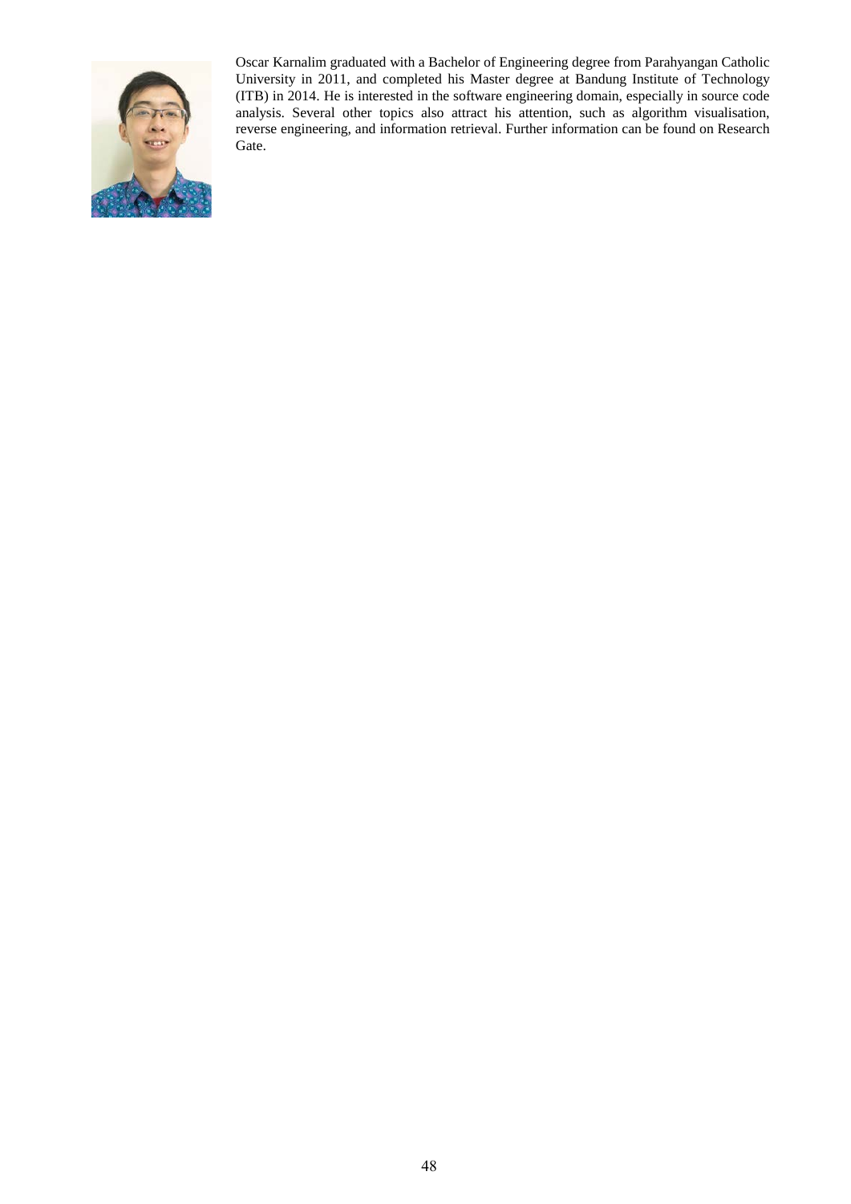Oscar Karnalim graduated with a Bachelor of Engineering degree from Parahyangan Catholic University in 2011, and completed his Master degree at Bandung Institute of Technology (ITB) in 2014. He is interested in the software engineering domain, especially in source code analysis. Several other topics also attract his attention, such as algorithm visualisation, reverse engineering, and information retrieval. Further information can be found on Research Gate.